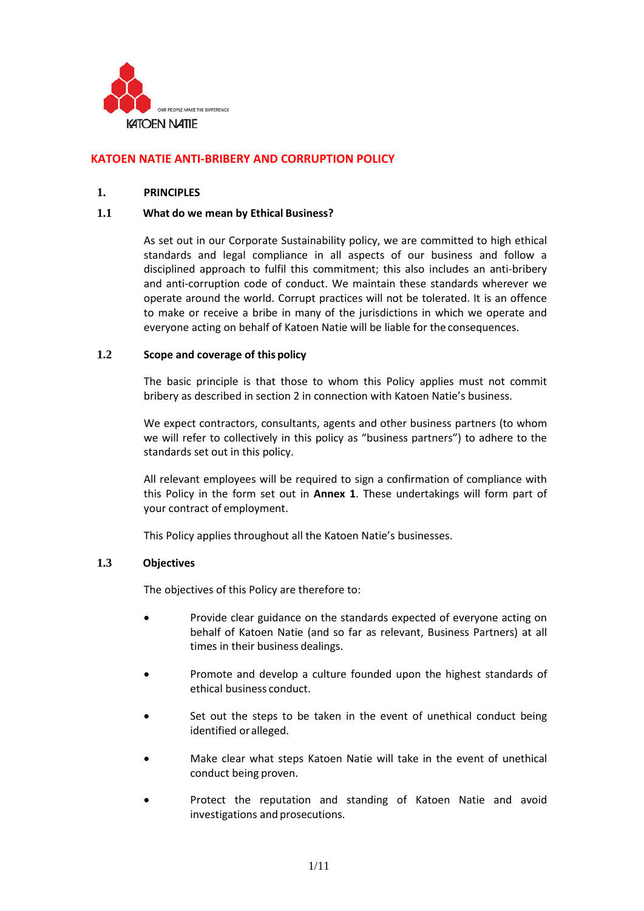# KATOEN NATIE ANTI-BRIBERY AND CORRUPTION POLICY

## 1. PRINCIPLES

### 1.1 What do we mean by Ethical Business?

As set out in our Corporate Sustainability policy, we are committed to high ethical standards and legal compliance in all aspects of our business and follow a disciplined approach to fulfil this commitment; this also includes an anti-bribery and anti-corruption code of conduct. We maintain these standards wherever we operate around the world. Corrupt practices will not be tolerated. It is an offence to make or receive a bribe in many of the jurisdictions in which we operate and everyone acting on behalf of Katoen Natie will be liable for the consequences.

### 1.2 Scope and coverage of this policy

The basic principle is that those to whom this Policy applies must not commit bribery as described in section 2 in connection with Katoen Natie's business.

We expect contractors, consultants, agents and other business partners (to whom we will refer to collectively in this policy as "business partners") to adhere to the standards set out in this policy.

All relevant employees will be required to sign a confirmation of compliance with this Policy in the form set out in **Annex 1**. These undertakings will form part of your contract of employment.

This Policy applies throughout all the Katoen Natie's businesses.

### 1.3 Objectives

The objectives of this Policy are therefore to:

- Provide clear guidance on the standards expected of everyone acting on behalf of Katoen Natie (and so far as relevant, Business Partners) at all times in their business dealings.
- Promote and develop a culture founded upon the highest standards of ethical business conduct.
- Set out the steps to be taken in the event of unethical conduct being identified or alleged.
- Make clear what steps Katoen Natie will take in the event of unethical conduct being proven.
- Protect the reputation and standing of Katoen Natie and avoid investigations and prosecutions.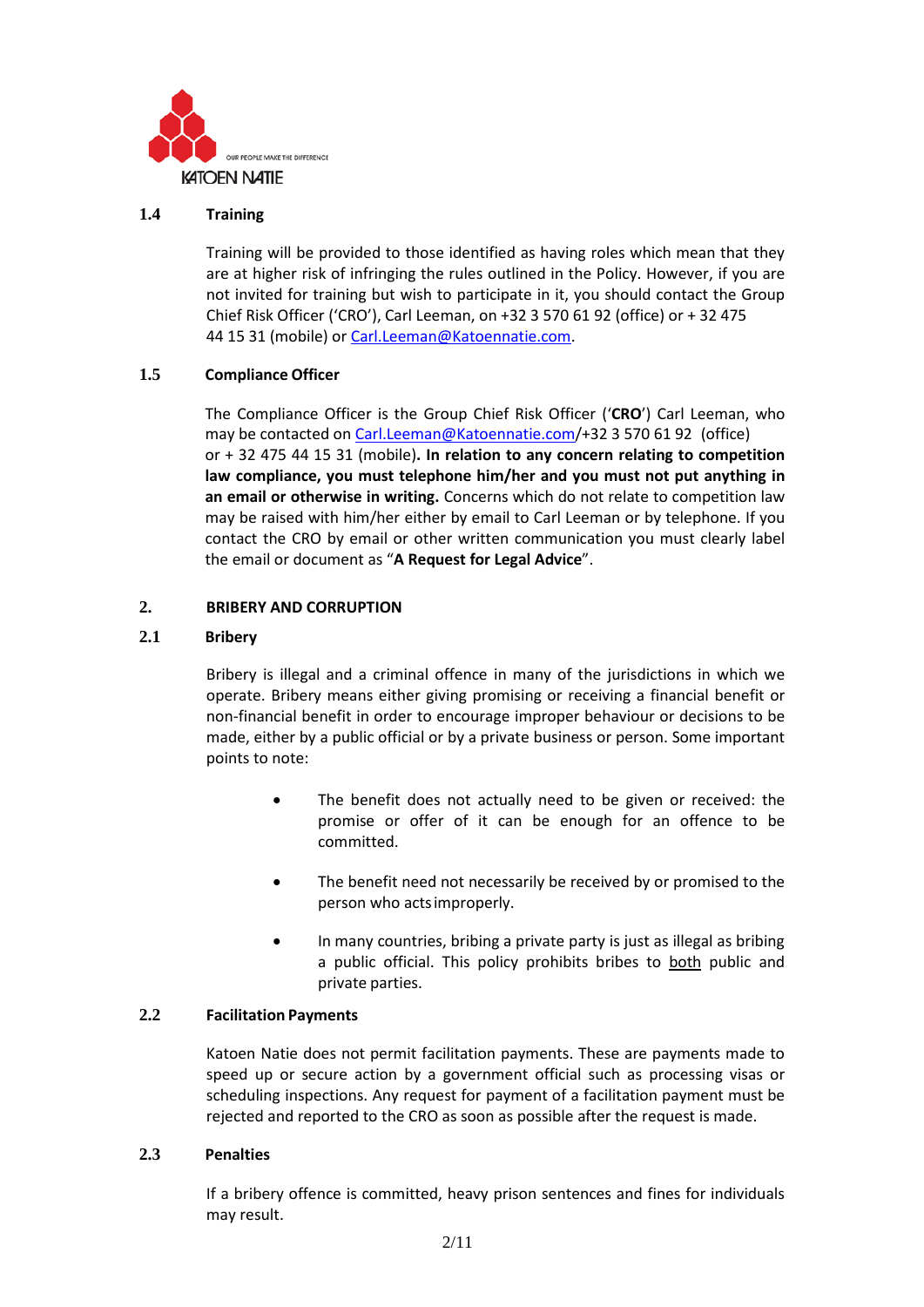### 1.4 Training

Training will be provided to those identified as having roles which mean that they are at higher risk of infringing the rules outlined in the Policy. However, if you are not invited for training but wish to participate in it, you should contact the Group Chief Risk Officer ('CRO'), Carl Leeman, on +32 3 570 61 92 (office) or + 32 475 44 15 31 (mobile) or Carl.Leeman@Katoennatie.com.

### 1.5 Compliance Officer

The Compliance Officer is the Group Chief Risk Officer ('**CRO**') Carl Leeman, who may be contacted on Carl.Leeman@Katoennatie.com/+32 3 570 61 92 (office) or + 32 475 44 15 31 (mobile)**. In relation to any concern relating to competition law compliance, you must telephone him/her and you must not put anything in an email or otherwise in writing.** Concerns which do not relate to competition law may be raised with him/her either by email to Carl Leeman or by telephone. If you contact the CRO by email or other written communication you must clearly label the email or document as "**A Request for Legal Advice**".

## 2. BRIBERY AND CORRUPTION

### 2.1 Bribery

Bribery is illegal and a criminal offence in many of the jurisdictions in which we operate. Bribery means either giving promising or receiving a financial benefit or non-financial benefit in order to encourage improper behaviour or decisions to be made, either by a public official or by a private business or person. Some important points to note:

- The benefit does not actually need to be given or received: the promise or offer of it can be enough for an offence to be committed.
- The benefit need not necessarily be received by or promised to the person who acts improperly.
- In many countries, bribing a private party is just as illegal as bribing a public official. This policy prohibits bribes to both public and private parties.

### 2.2 Facilitation Payments

Katoen Natie does not permit facilitation payments. These are payments made to speed up or secure action by a government official such as processing visas or scheduling inspections. Any request for payment of a facilitation payment must be rejected and reported to the CRO as soon as possible after the request is made.

### 2.3 Penalties

If a bribery offence is committed, heavy prison sentences and fines for individuals may result.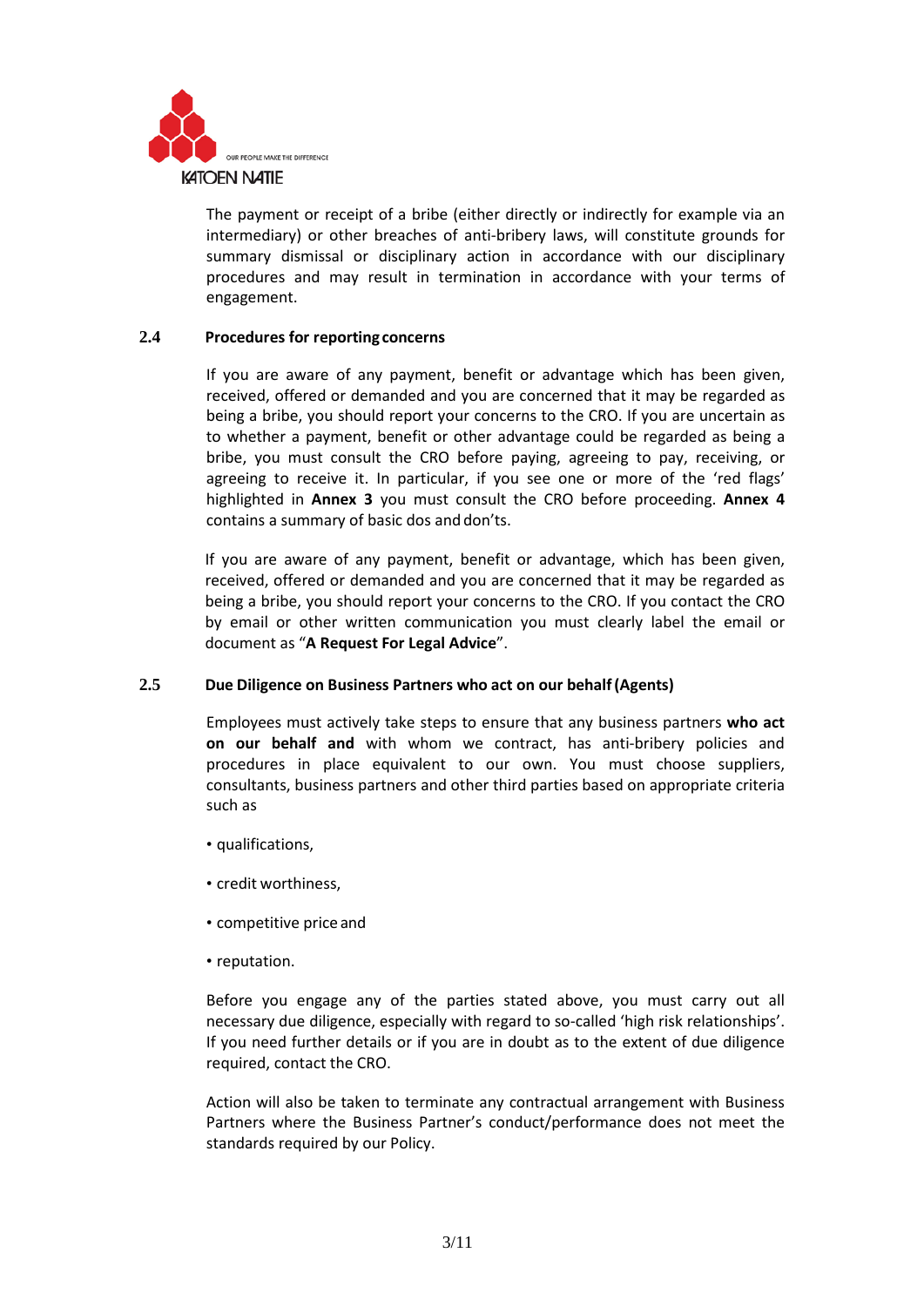The payment or receipt of a bribe (either directly or indirectly for example via an intermediary) or other breaches of anti-bribery laws, will constitute grounds for summary dismissal or disciplinary action in accordance with our disciplinary procedures and may result in termination in accordance with your terms of engagement.

## 2.4 Procedures for reporting concerns

If you are aware of any payment, benefit or advantage which has been given, received, offered or demanded and you are concerned that it may be regarded as being a bribe, you should report your concerns to the CRO. If you are uncertain as to whether a payment, benefit or other advantage could be regarded as being a bribe, you must consult the CRO before paying, agreeing to pay, receiving, or agreeing to receive it. In particular, if you see one or more of the 'red flags' highlighted in **Annex 3** you must consult the CRO before proceeding. **Annex 4** contains a summary of basic dos and don'ts.

If you are aware of any payment, benefit or advantage, which has been given, received, offered or demanded and you are concerned that it may be regarded as being a bribe, you should report your concerns to the CRO. If you contact the CRO by email or other written communication you must clearly label the email or document as "**A Request For Legal Advice**".

## 2.5 Due Diligence on Business Partners who act on our behalf (Agents)

Employees must actively take steps to ensure that any business partners **who act on our behalf and** with whom we contract, has anti-bribery policies and procedures in place equivalent to our own. You must choose suppliers, consultants, business partners and other third parties based on appropriate criteria such as

- qualifications,
- credit worthiness,
- competitive price and
- reputation.

Before you engage any of the parties stated above, you must carry out all necessary due diligence, especially with regard to so-called 'high risk relationships'. If you need further details or if you are in doubt as to the extent of due diligence required, contact the CRO.

Action will also be taken to terminate any contractual arrangement with Business Partners where the Business Partner's conduct/performance does not meet the standards required by our Policy.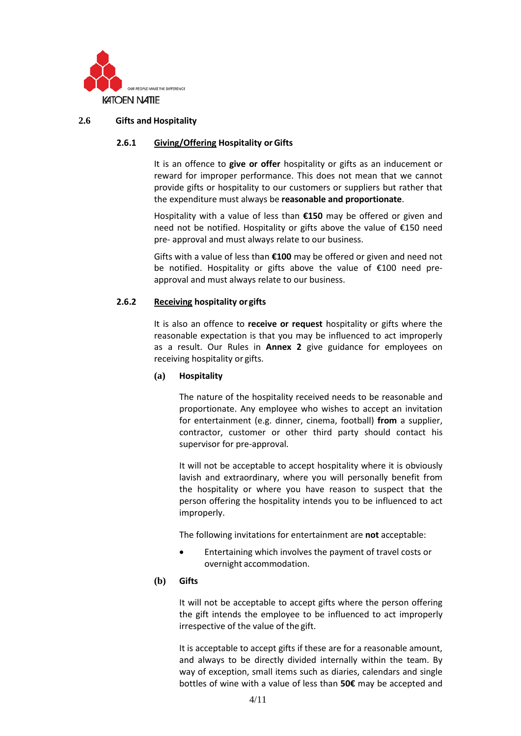## 2.6 Gifts and Hospitality

### 2.6.1 Giving/Offering Hospitality or Gifts

It is an offence to **give or offer** hospitality or gifts as an inducement or reward for improper performance. This does not mean that we cannot provide gifts or hospitality to our customers or suppliers but rather that the expenditure must always be **reasonable and proportionate**.

Hospitality with a value of less than **€150** may be offered or given and need not be notified. Hospitality or gifts above the value of €150 need pre- approval and must always relate to our business.

Gifts with a value of less than **€100** may be offered or given and need not be notified. Hospitality or gifts above the value of €100 need pre-approval and must always relate to our business.

### 2.6.2 Receiving hospitality or gifts

It is also an offence to **receive or request** hospitality or gifts where the reasonable expectation is that you may be influenced to act improperly as a result. Our Rules in **Annex 2** give guidance for employees on receiving hospitality or gifts.

**(a) Hospitality**

The nature of the hospitality received needs to be reasonable and proportionate. Any employee who wishes to accept an invitation for entertainment (e.g. dinner, cinema, football) **from** a supplier, contractor, customer or other third party should contact his supervisor for pre-approval.

It will not be acceptable to accept hospitality where it is obviously lavish and extraordinary, where you will personally benefit from the hospitality or where you have reason to suspect that the person offering the hospitality intends you to be influenced to act improperly.

The following invitations for entertainment are **not** acceptable:

- Entertaining which involves the payment of travel costs or overnight accommodation.

**(b) Gifts**

It will not be acceptable to accept gifts where the person offering the gift intends the employee to be influenced to act improperly irrespective of the value of the gift.

It is acceptable to accept gifts if these are for a reasonable amount, and always to be directly divided internally within the team. By way of exception, small items such as diaries, calendars and single bottles of wine with a value of less than **50€** may be accepted and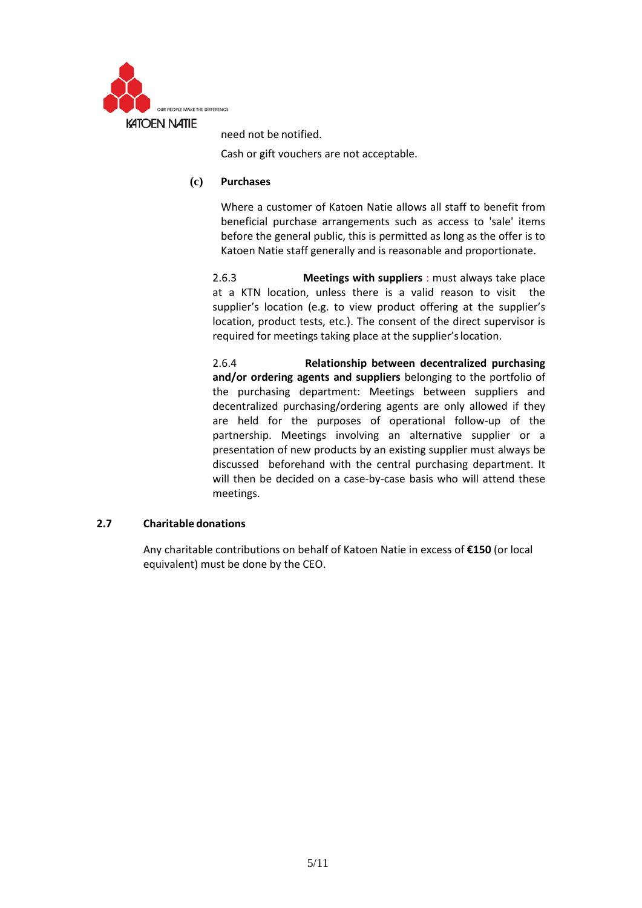need not be notified.

Cash or gift vouchers are not acceptable.

**(c) Purchases**

Where a customer of Katoen Natie allows all staff to benefit from beneficial purchase arrangements such as access to 'sale' items before the general public, this is permitted as long as the offer is to Katoen Natie staff generally and is reasonable and proportionate.

2.6.3 **Meetings with suppliers** : must always take place at a KTN location, unless there is a valid reason to visit the supplier's location (e.g. to view product offering at the supplier's location, product tests, etc.). The consent of the direct supervisor is required for meetings taking place at the supplier's location.

2.6.4 **Relationship between decentralized purchasing and/or ordering agents and suppliers** belonging to the portfolio of the purchasing department: Meetings between suppliers and decentralized purchasing/ordering agents are only allowed if they are held for the purposes of operational follow-up of the partnership. Meetings involving an alternative supplier or a presentation of new products by an existing supplier must always be discussed beforehand with the central purchasing department. It will then be decided on a case-by-case basis who will attend these meetings.

## 2.7 Charitable donations

Any charitable contributions on behalf of Katoen Natie in excess of **€150** (or local equivalent) must be done by the CEO.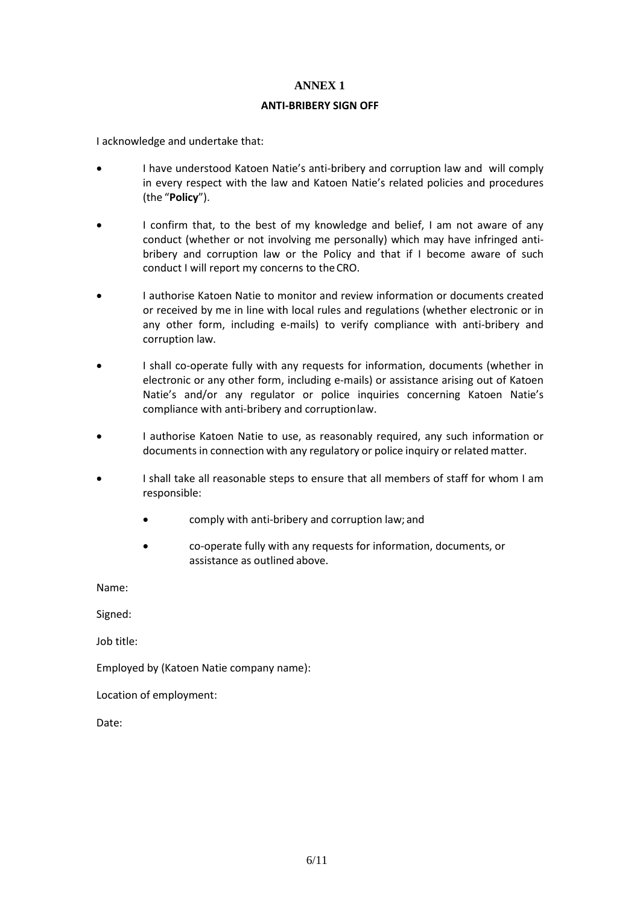# ANNEX 1

## ANTI-BRIBERY SIGN OFF

I acknowledge and undertake that:

- I have understood Katoen Natie's anti-bribery and corruption law and will comply in every respect with the law and Katoen Natie's related policies and procedures (the "**Policy**").
- I confirm that, to the best of my knowledge and belief, I am not aware of any conduct (whether or not involving me personally) which may have infringed anti-bribery and corruption law or the Policy and that if I become aware of such conduct I will report my concerns to the CRO.
- I authorise Katoen Natie to monitor and review information or documents created or received by me in line with local rules and regulations (whether electronic or in any other form, including e-mails) to verify compliance with anti-bribery and corruption law.
- I shall co-operate fully with any requests for information, documents (whether in electronic or any other form, including e-mails) or assistance arising out of Katoen Natie's and/or any regulator or police inquiries concerning Katoen Natie's compliance with anti-bribery and corruption law.
- I authorise Katoen Natie to use, as reasonably required, any such information or documents in connection with any regulatory or police inquiry or related matter.
- I shall take all reasonable steps to ensure that all members of staff for whom I am responsible:
  - comply with anti-bribery and corruption law; and
  - co-operate fully with any requests for information, documents, or assistance as outlined above.

Name:

Signed:

Job title:

Employed by (Katoen Natie company name):

Location of employment:

Date: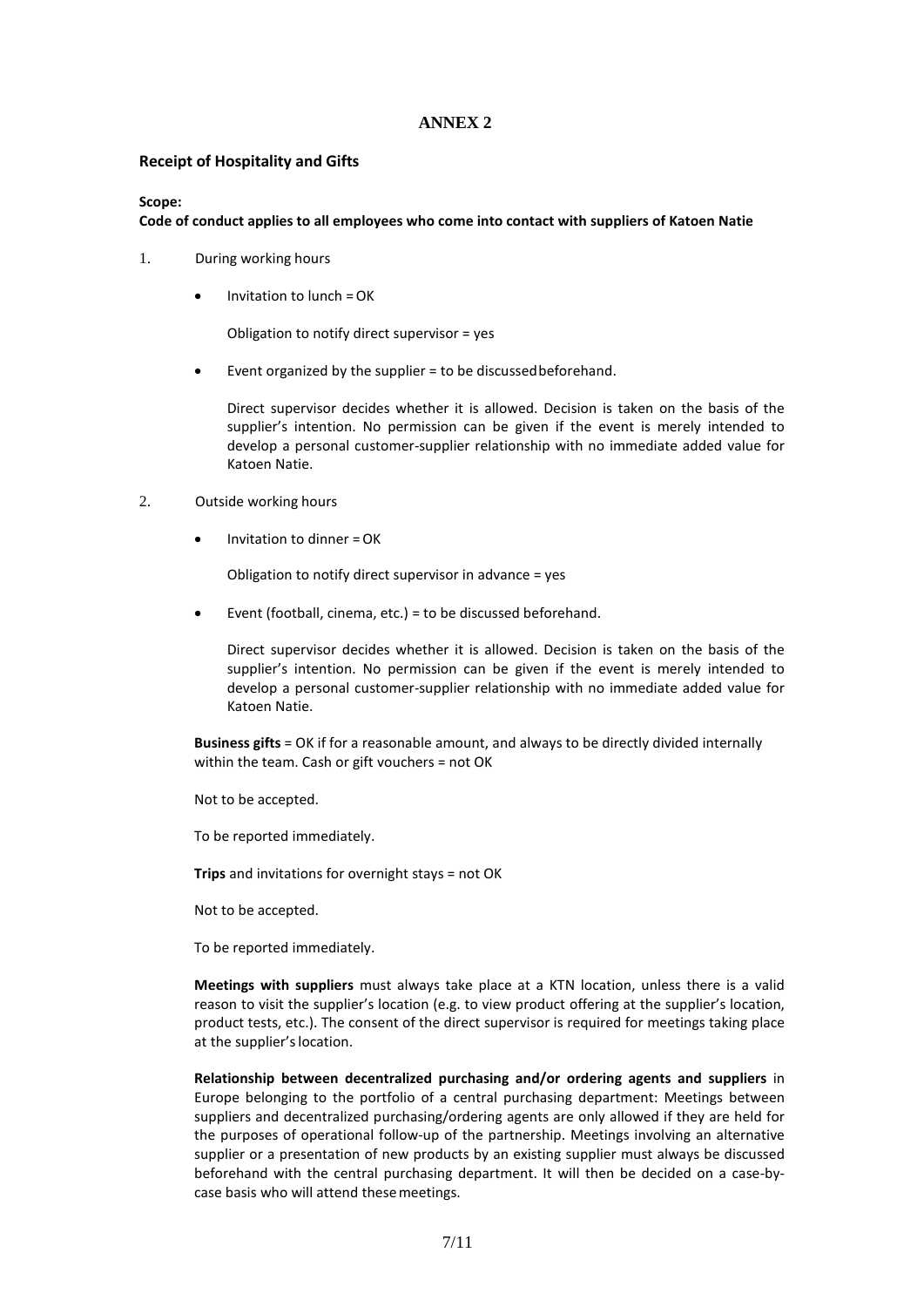# ANNEX 2

## Receipt of Hospitality and Gifts

**Scope:**

**Code of conduct applies to all employees who come into contact with suppliers of Katoen Natie**

1. During working hours

   - Invitation to lunch = OK

     Obligation to notify direct supervisor = yes

   - Event organized by the supplier = to be discussed beforehand.

     Direct supervisor decides whether it is allowed. Decision is taken on the basis of the supplier's intention. No permission can be given if the event is merely intended to develop a personal customer-supplier relationship with no immediate added value for Katoen Natie.

2. Outside working hours

   - Invitation to dinner = OK

     Obligation to notify direct supervisor in advance = yes

   - Event (football, cinema, etc.) = to be discussed beforehand.

     Direct supervisor decides whether it is allowed. Decision is taken on the basis of the supplier's intention. No permission can be given if the event is merely intended to develop a personal customer-supplier relationship with no immediate added value for Katoen Natie.

   **Business gifts** = OK if for a reasonable amount, and always to be directly divided internally within the team. Cash or gift vouchers = not OK

   Not to be accepted.

   To be reported immediately.

   **Trips** and invitations for overnight stays = not OK

   Not to be accepted.

   To be reported immediately.

   **Meetings with suppliers** must always take place at a KTN location, unless there is a valid reason to visit the supplier's location (e.g. to view product offering at the supplier's location, product tests, etc.). The consent of the direct supervisor is required for meetings taking place at the supplier's location.

   **Relationship between decentralized purchasing and/or ordering agents and suppliers** in Europe belonging to the portfolio of a central purchasing department: Meetings between suppliers and decentralized purchasing/ordering agents are only allowed if they are held for the purposes of operational follow-up of the partnership. Meetings involving an alternative supplier or a presentation of new products by an existing supplier must always be discussed beforehand with the central purchasing department. It will then be decided on a case-by-case basis who will attend these meetings.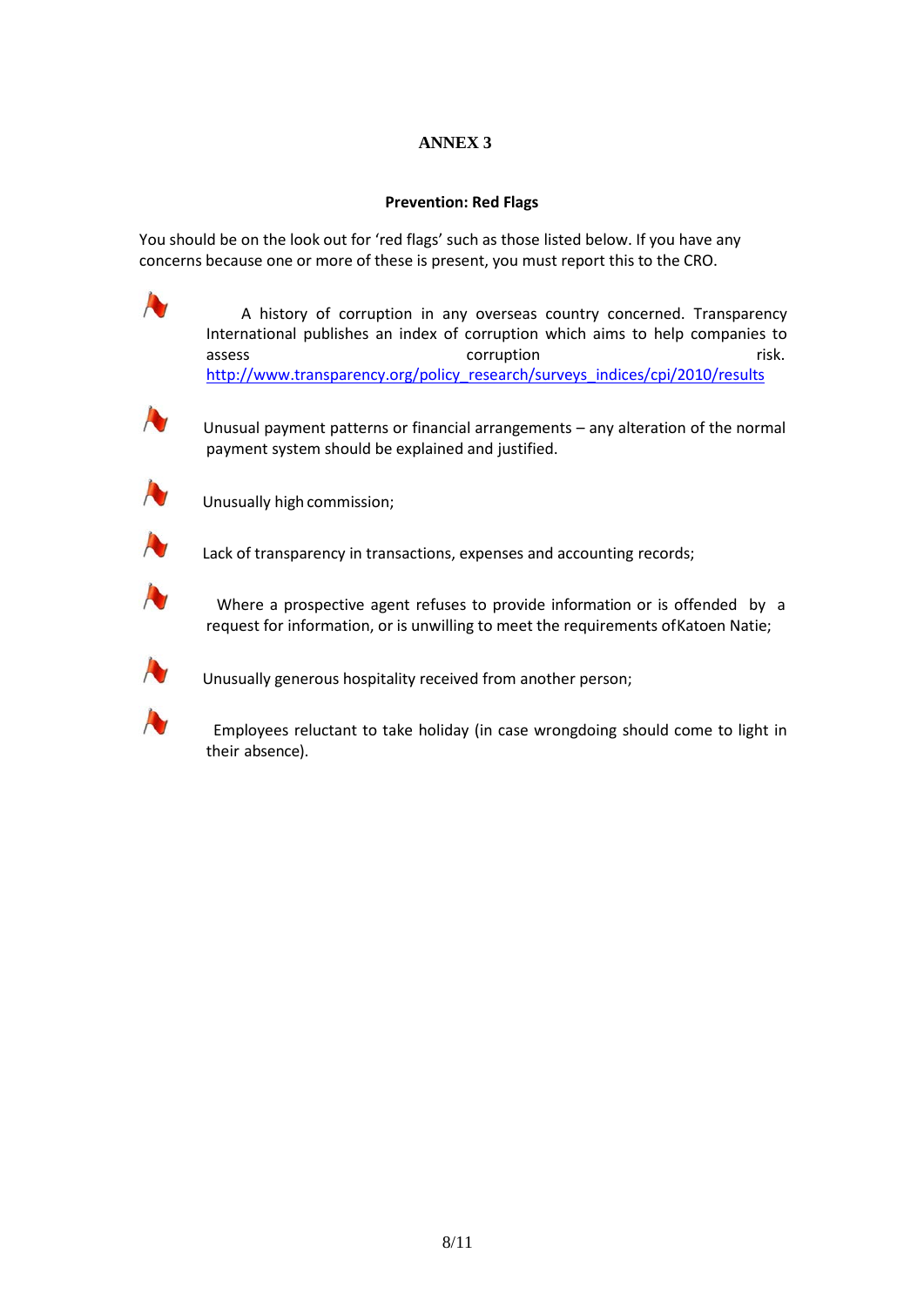# ANNEX 3

## Prevention: Red Flags

You should be on the look out for 'red flags' such as those listed below. If you have any concerns because one or more of these is present, you must report this to the CRO.

- A history of corruption in any overseas country concerned. Transparency International publishes an index of corruption which aims to help companies to assess corruption risk. http://www.transparency.org/policy_research/surveys_indices/cpi/2010/results
- Unusual payment patterns or financial arrangements – any alteration of the normal payment system should be explained and justified.
- Unusually high commission;
- Lack of transparency in transactions, expenses and accounting records;
- Where a prospective agent refuses to provide information or is offended by a request for information, or is unwilling to meet the requirements of Katoen Natie;
- Unusually generous hospitality received from another person;
- Employees reluctant to take holiday (in case wrongdoing should come to light in their absence).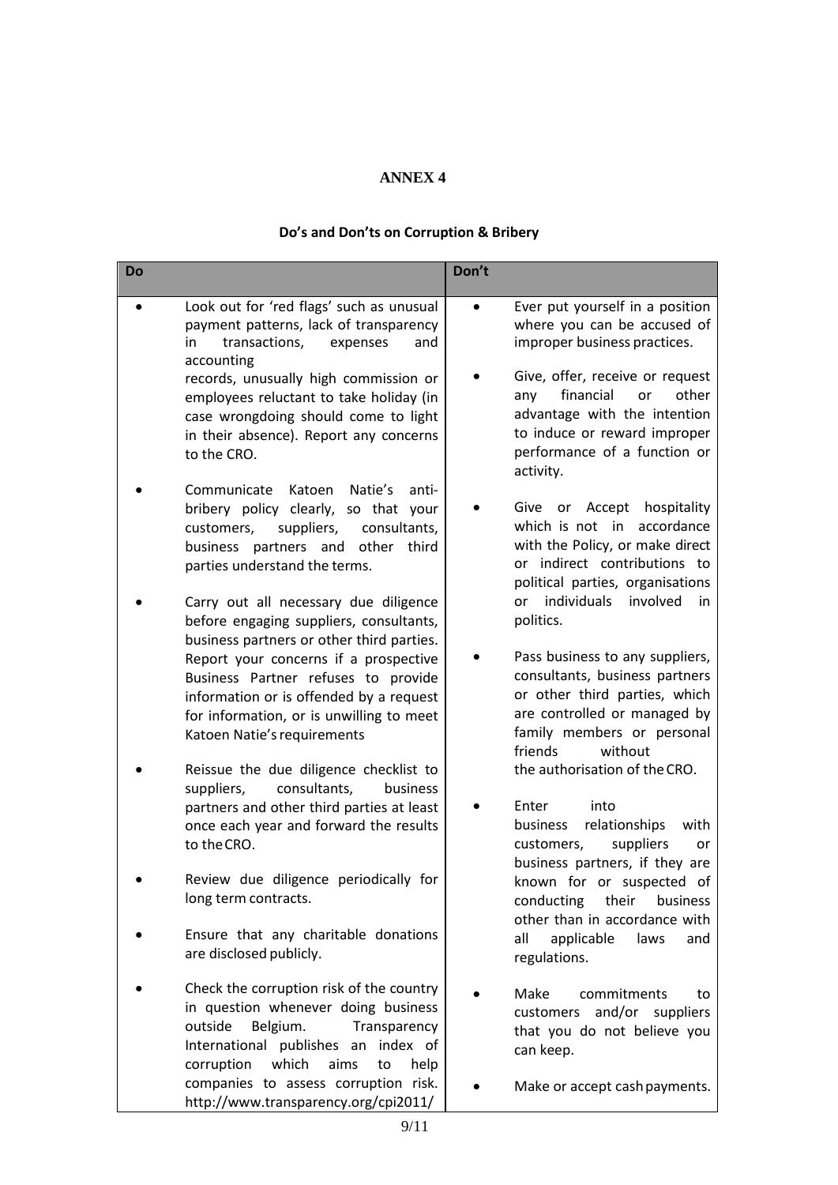# ANNEX 4

## Do's and Don'ts on Corruption & Bribery

| Do | Don't |
|---|---|
| • Look out for 'red flags' such as unusual payment patterns, lack of transparency in transactions, expenses and accounting records, unusually high commission or employees reluctant to take holiday (in case wrongdoing should come to light in their absence). Report any concerns to the CRO.<br><br>• Communicate Katoen Natie's anti-bribery policy clearly, so that your customers, suppliers, consultants, business partners and other third parties understand the terms.<br><br>• Carry out all necessary due diligence before engaging suppliers, consultants, business partners or other third parties. Report your concerns if a prospective Business Partner refuses to provide information or is offended by a request for information, or is unwilling to meet Katoen Natie's requirements<br><br>• Reissue the due diligence checklist to suppliers, consultants, business partners and other third parties at least once each year and forward the results to the CRO.<br><br>• Review due diligence periodically for long term contracts.<br><br>• Ensure that any charitable donations are disclosed publicly.<br><br>• Check the corruption risk of the country in question whenever doing business outside Belgium. Transparency International publishes an index of corruption which aims to help companies to assess corruption risk. http://www.transparency.org/cpi2011/ | • Ever put yourself in a position where you can be accused of improper business practices.<br><br>• Give, offer, receive or request any financial or other advantage with the intention to induce or reward improper performance of a function or activity.<br><br>• Give or Accept hospitality which is not in accordance with the Policy, or make direct or indirect contributions to political parties, organisations or individuals involved in politics.<br><br>• Pass business to any suppliers, consultants, business partners or other third parties, which are controlled or managed by family members or personal friends without the authorisation of the CRO.<br><br>• Enter into business relationships with customers, suppliers or business partners, if they are known for or suspected of conducting their business other than in accordance with all applicable laws and regulations.<br><br>• Make commitments to customers and/or suppliers that you do not believe you can keep.<br><br>• Make or accept cash payments. |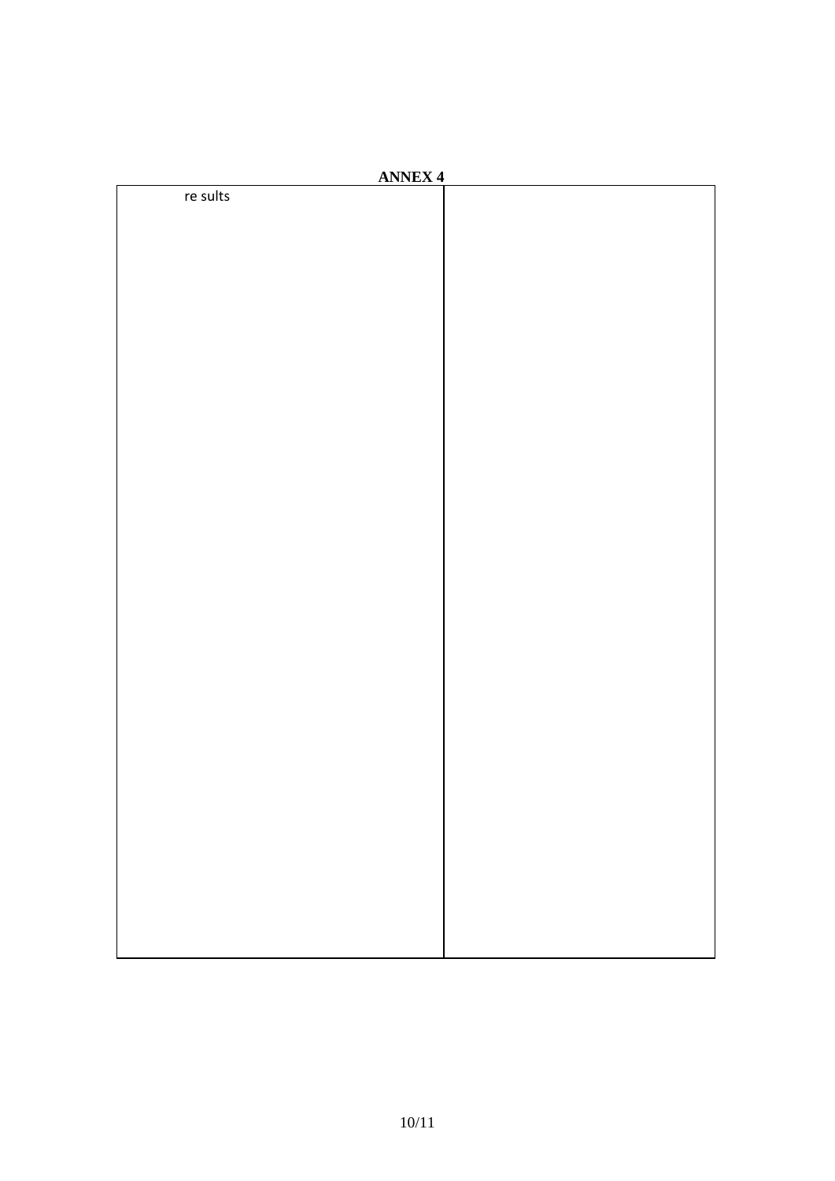**ANNEX 4**

| re sults | |
|---|---|
| | |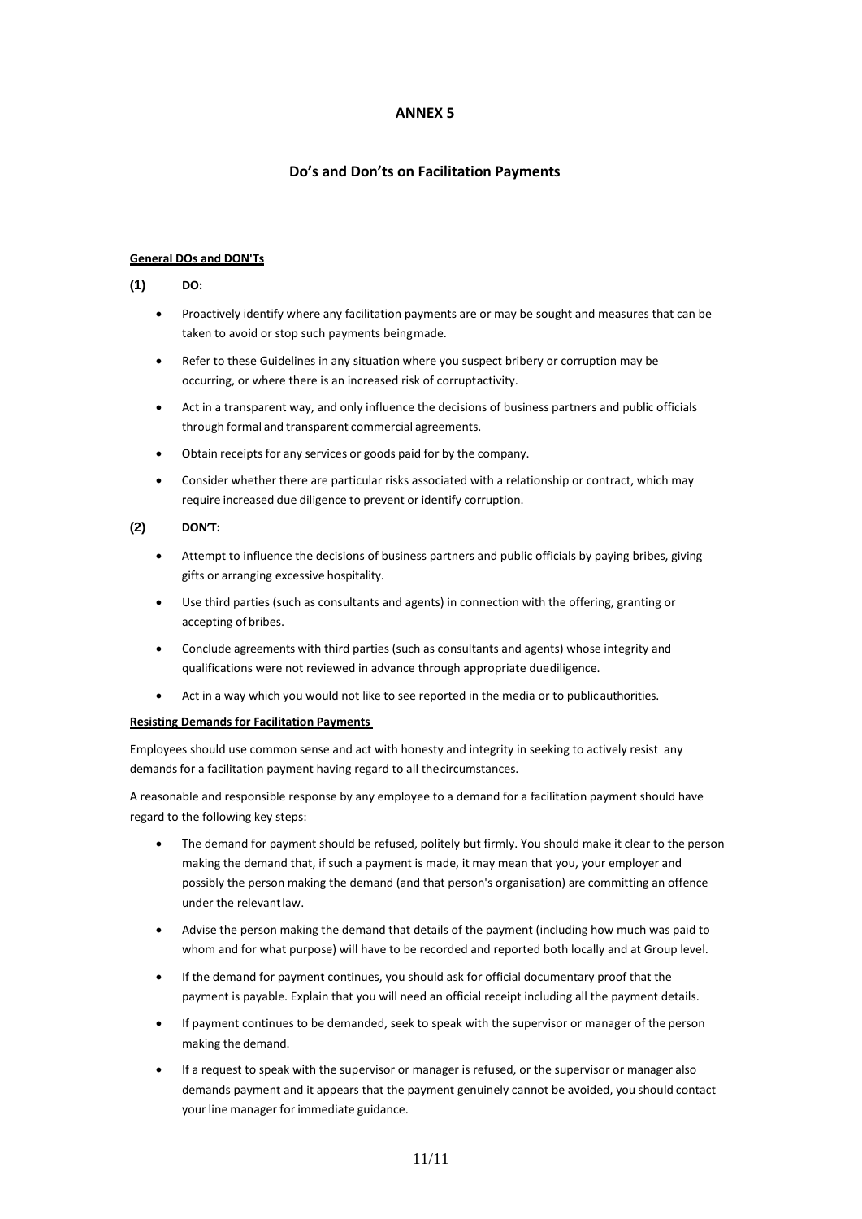# ANNEX 5

## Do's and Don'ts on Facilitation Payments

**General DOs and DON'Ts**

**(1) DO:**

- Proactively identify where any facilitation payments are or may be sought and measures that can be taken to avoid or stop such payments being made.
- Refer to these Guidelines in any situation where you suspect bribery or corruption may be occurring, or where there is an increased risk of corrupt activity.
- Act in a transparent way, and only influence the decisions of business partners and public officials through formal and transparent commercial agreements.
- Obtain receipts for any services or goods paid for by the company.
- Consider whether there are particular risks associated with a relationship or contract, which may require increased due diligence to prevent or identify corruption.

**(2) DON'T:**

- Attempt to influence the decisions of business partners and public officials by paying bribes, giving gifts or arranging excessive hospitality.
- Use third parties (such as consultants and agents) in connection with the offering, granting or accepting of bribes.
- Conclude agreements with third parties (such as consultants and agents) whose integrity and qualifications were not reviewed in advance through appropriate due diligence.
- Act in a way which you would not like to see reported in the media or to public authorities.

**Resisting Demands for Facilitation Payments**

Employees should use common sense and act with honesty and integrity in seeking to actively resist any demands for a facilitation payment having regard to all the circumstances.

A reasonable and responsible response by any employee to a demand for a facilitation payment should have regard to the following key steps:

- The demand for payment should be refused, politely but firmly. You should make it clear to the person making the demand that, if such a payment is made, it may mean that you, your employer and possibly the person making the demand (and that person's organisation) are committing an offence under the relevant law.
- Advise the person making the demand that details of the payment (including how much was paid to whom and for what purpose) will have to be recorded and reported both locally and at Group level.
- If the demand for payment continues, you should ask for official documentary proof that the payment is payable. Explain that you will need an official receipt including all the payment details.
- If payment continues to be demanded, seek to speak with the supervisor or manager of the person making the demand.
- If a request to speak with the supervisor or manager is refused, or the supervisor or manager also demands payment and it appears that the payment genuinely cannot be avoided, you should contact your line manager for immediate guidance.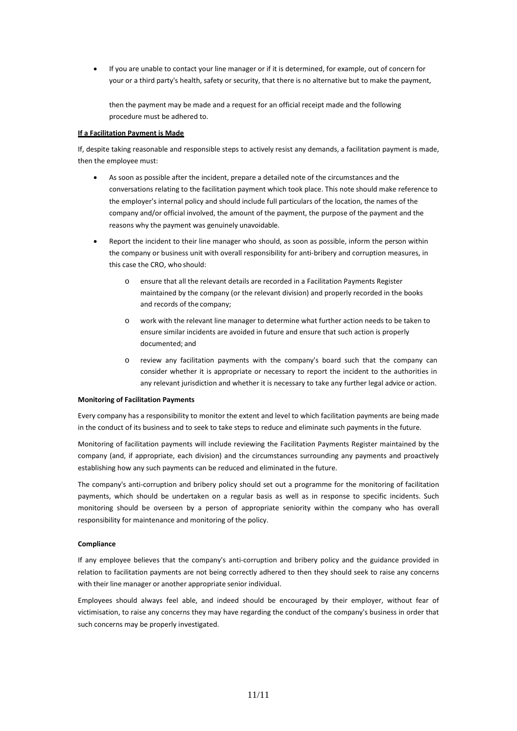- If you are unable to contact your line manager or if it is determined, for example, out of concern for your or a third party's health, safety or security, that there is no alternative but to make the payment,

  then the payment may be made and a request for an official receipt made and the following procedure must be adhered to.

**If a Facilitation Payment is Made**

If, despite taking reasonable and responsible steps to actively resist any demands, a facilitation payment is made, then the employee must:

- As soon as possible after the incident, prepare a detailed note of the circumstances and the conversations relating to the facilitation payment which took place. This note should make reference to the employer's internal policy and should include full particulars of the location, the names of the company and/or official involved, the amount of the payment, the purpose of the payment and the reasons why the payment was genuinely unavoidable.
- Report the incident to their line manager who should, as soon as possible, inform the person within the company or business unit with overall responsibility for anti-bribery and corruption measures, in this case the CRO, who should:
  - ensure that all the relevant details are recorded in a Facilitation Payments Register maintained by the company (or the relevant division) and properly recorded in the books and records of the company;
  - work with the relevant line manager to determine what further action needs to be taken to ensure similar incidents are avoided in future and ensure that such action is properly documented; and
  - review any facilitation payments with the company's board such that the company can consider whether it is appropriate or necessary to report the incident to the authorities in any relevant jurisdiction and whether it is necessary to take any further legal advice or action.

**Monitoring of Facilitation Payments**

Every company has a responsibility to monitor the extent and level to which facilitation payments are being made in the conduct of its business and to seek to take steps to reduce and eliminate such payments in the future.

Monitoring of facilitation payments will include reviewing the Facilitation Payments Register maintained by the company (and, if appropriate, each division) and the circumstances surrounding any payments and proactively establishing how any such payments can be reduced and eliminated in the future.

The company's anti-corruption and bribery policy should set out a programme for the monitoring of facilitation payments, which should be undertaken on a regular basis as well as in response to specific incidents. Such monitoring should be overseen by a person of appropriate seniority within the company who has overall responsibility for maintenance and monitoring of the policy.

**Compliance**

If any employee believes that the company's anti-corruption and bribery policy and the guidance provided in relation to facilitation payments are not being correctly adhered to then they should seek to raise any concerns with their line manager or another appropriate senior individual.

Employees should always feel able, and indeed should be encouraged by their employer, without fear of victimisation, to raise any concerns they may have regarding the conduct of the company's business in order that such concerns may be properly investigated.